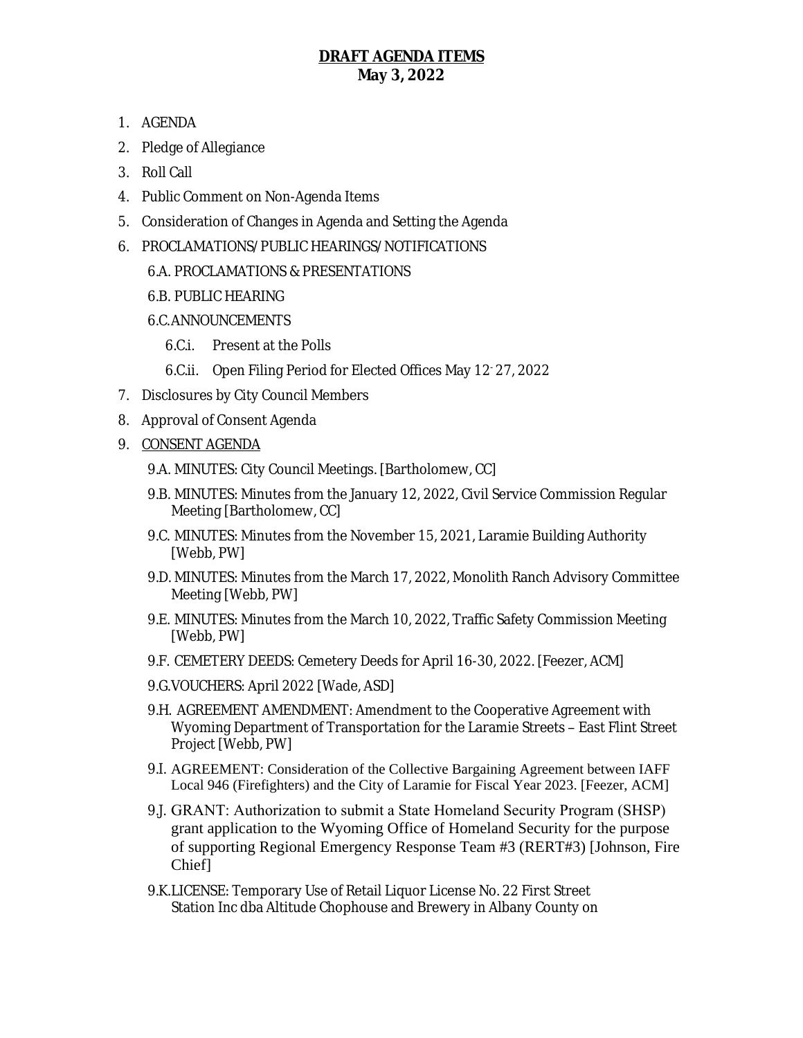# **DRAFT AGENDA ITEMS**
## May 3, 2022

1. AGENDA
2. Pledge of Allegiance
3. Roll Call
4. Public Comment on Non-Agenda Items
5. Consideration of Changes in Agenda and Setting the Agenda
6. PROCLAMATIONS/ PUBLIC HEARINGS/ NOTIFICATIONS
   - 6.A. PROCLAMATIONS & PRESENTATIONS
   - 6.B. PUBLIC HEARING
   - 6.C. ANNOUNCEMENTS
     - 6.C.i. Present at the Polls
     - 6.C.ii. Open Filing Period for Elected Offices May 12- 27, 2022
7. Disclosures by City Council Members
8. Approval of Consent Agenda
9. CONSENT AGENDA
   - 9.A. MINUTES: City Council Meetings. [Bartholomew, CC]
   - 9.B. MINUTES: Minutes from the January 12, 2022, Civil Service Commission Regular Meeting [Bartholomew, CC]
   - 9.C. MINUTES: Minutes from the November 15, 2021, Laramie Building Authority [Webb, PW]
   - 9.D. MINUTES: Minutes from the March 17, 2022, Monolith Ranch Advisory Committee Meeting [Webb, PW]
   - 9.E. MINUTES: Minutes from the March 10, 2022, Traffic Safety Commission Meeting [Webb, PW]
   - 9.F. CEMETERY DEEDS: Cemetery Deeds for April 16-30, 2022. [Feezer, ACM]
   - 9.G. VOUCHERS: April 2022 [Wade, ASD]
   - 9.H. AGREEMENT AMENDMENT: Amendment to the Cooperative Agreement with Wyoming Department of Transportation for the Laramie Streets – East Flint Street Project [Webb, PW]
   - 9.I. AGREEMENT: Consideration of the Collective Bargaining Agreement between IAFF Local 946 (Firefighters) and the City of Laramie for Fiscal Year 2023. [Feezer, ACM]
   - 9.J. GRANT: Authorization to submit a State Homeland Security Program (SHSP) grant application to the Wyoming Office of Homeland Security for the purpose of supporting Regional Emergency Response Team #3 (RERT#3) [Johnson, Fire Chief]
   - 9.K. LICENSE: Temporary Use of Retail Liquor License No. 22 First Street Station Inc dba Altitude Chophouse and Brewery in Albany County on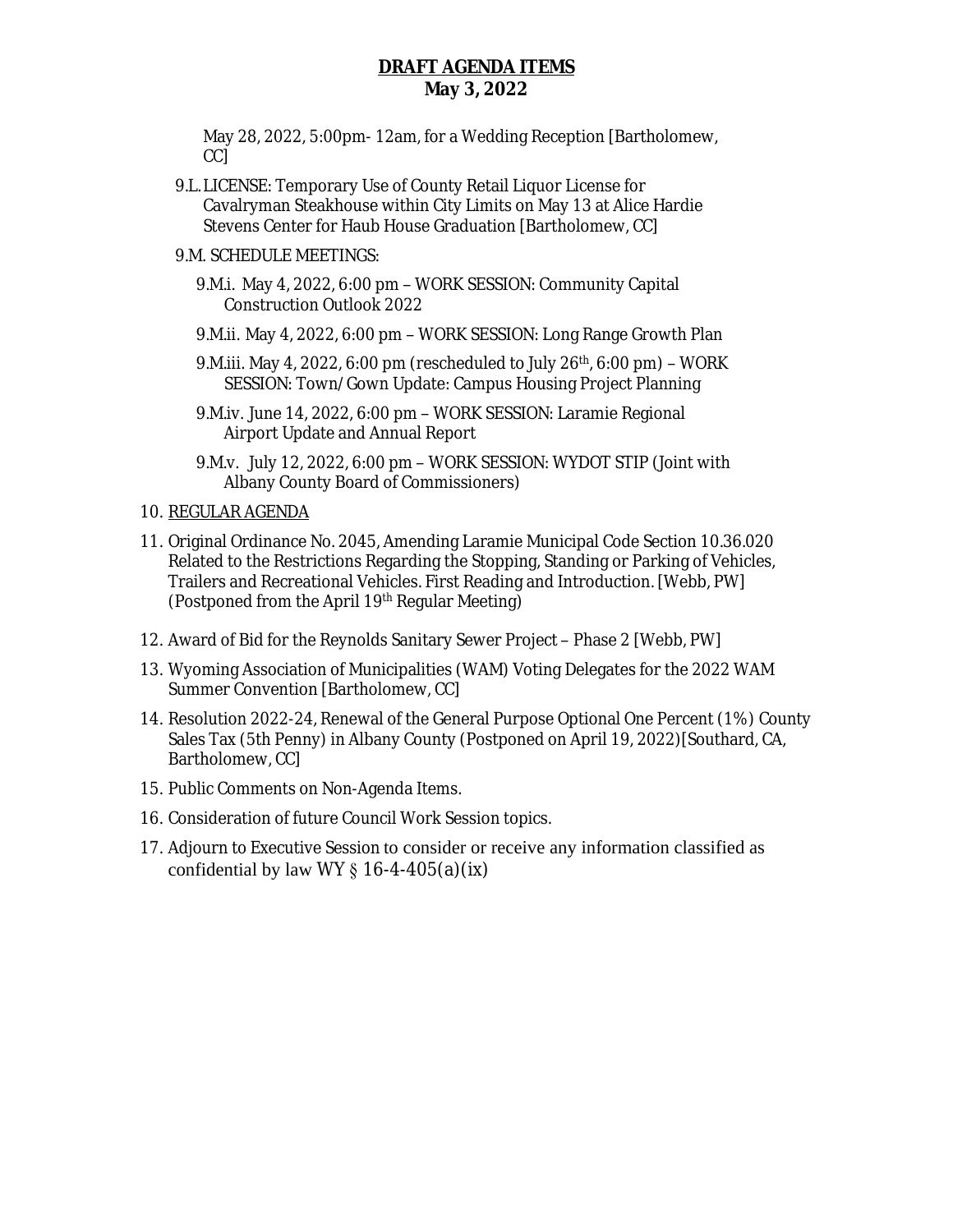**DRAFT AGENDA ITEMS**
**May 3, 2022**

May 28, 2022, 5:00pm- 12am, for a Wedding Reception [Bartholomew, CC]

9.L. LICENSE: Temporary Use of County Retail Liquor License for Cavalryman Steakhouse within City Limits on May 13 at Alice Hardie Stevens Center for Haub House Graduation [Bartholomew, CC]

9.M. SCHEDULE MEETINGS:

9.M.i. May 4, 2022, 6:00 pm – WORK SESSION: Community Capital Construction Outlook 2022

9.M.ii. May 4, 2022, 6:00 pm – WORK SESSION: Long Range Growth Plan

9.M.iii. May 4, 2022, 6:00 pm (rescheduled to July 26th, 6:00 pm) – WORK SESSION: Town/Gown Update: Campus Housing Project Planning

9.M.iv. June 14, 2022, 6:00 pm – WORK SESSION: Laramie Regional Airport Update and Annual Report

9.M.v. July 12, 2022, 6:00 pm – WORK SESSION: WYDOT STIP (Joint with Albany County Board of Commissioners)

10. REGULAR AGENDA

11. Original Ordinance No. 2045, Amending Laramie Municipal Code Section 10.36.020 Related to the Restrictions Regarding the Stopping, Standing or Parking of Vehicles, Trailers and Recreational Vehicles. First Reading and Introduction. [Webb, PW] (Postponed from the April 19th Regular Meeting)

12. Award of Bid for the Reynolds Sanitary Sewer Project – Phase 2 [Webb, PW]

13. Wyoming Association of Municipalities (WAM) Voting Delegates for the 2022 WAM Summer Convention [Bartholomew, CC]

14. Resolution 2022-24, Renewal of the General Purpose Optional One Percent (1%) County Sales Tax (5th Penny) in Albany County (Postponed on April 19, 2022)[Southard, CA, Bartholomew, CC]

15. Public Comments on Non-Agenda Items.

16. Consideration of future Council Work Session topics.

17. Adjourn to Executive Session to consider or receive any information classified as confidential by law WY § 16-4-405(a)(ix)